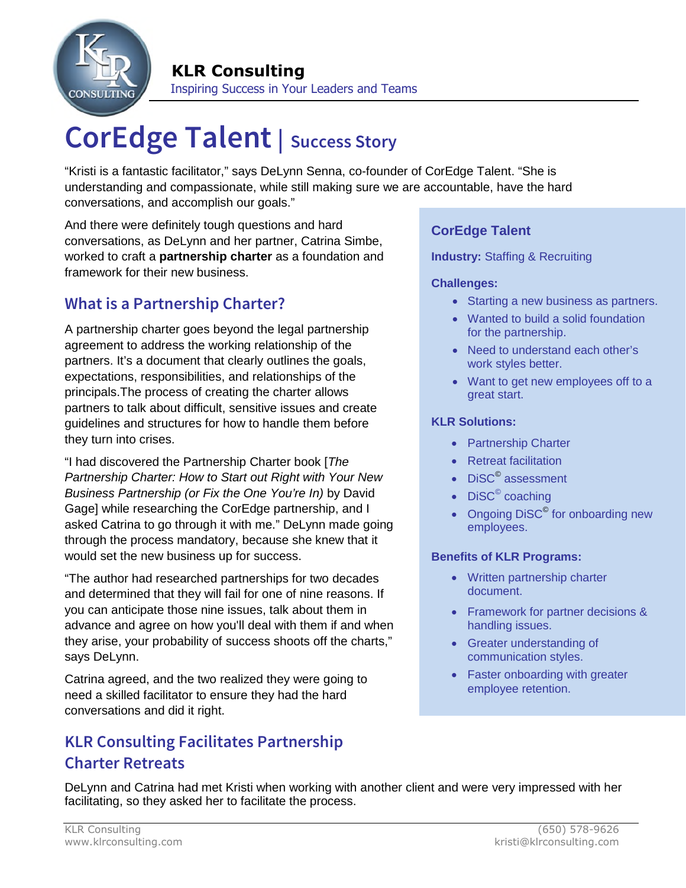**KLR Consulting**
Inspiring Success in Your Leaders and Teams

# CorEdge Talent | Success Story

"Kristi is a fantastic facilitator," says DeLynn Senna, co-founder of CorEdge Talent. "She is understanding and compassionate, while still making sure we are accountable, have the hard conversations, and accomplish our goals."

And there were definitely tough questions and hard conversations, as DeLynn and her partner, Catrina Simbe, worked to craft a **partnership charter** as a foundation and framework for their new business.

## What is a Partnership Charter?

A partnership charter goes beyond the legal partnership agreement to address the working relationship of the partners. It's a document that clearly outlines the goals, expectations, responsibilities, and relationships of the principals.The process of creating the charter allows partners to talk about difficult, sensitive issues and create guidelines and structures for how to handle them before they turn into crises.

"I had discovered the Partnership Charter book [*The Partnership Charter: How to Start out Right with Your New Business Partnership (or Fix the One You're In)* by David Gage] while researching the CorEdge partnership, and I asked Catrina to go through it with me." DeLynn made going through the process mandatory, because she knew that it would set the new business up for success.

"The author had researched partnerships for two decades and determined that they will fail for one of nine reasons. If you can anticipate those nine issues, talk about them in advance and agree on how you'll deal with them if and when they arise, your probability of success shoots off the charts," says DeLynn.

Catrina agreed, and the two realized they were going to need a skilled facilitator to ensure they had the hard conversations and did it right.

### CorEdge Talent

**Industry:** Staffing & Recruiting

**Challenges:**

- Starting a new business as partners.
- Wanted to build a solid foundation for the partnership.
- Need to understand each other's work styles better.
- Want to get new employees off to a great start.

**KLR Solutions:**

- Partnership Charter
- Retreat facilitation
- DiSC© assessment
- DiSC© coaching
- Ongoing DiSC© for onboarding new employees.

**Benefits of KLR Programs:**

- Written partnership charter document.
- Framework for partner decisions & handling issues.
- Greater understanding of communication styles.
- Faster onboarding with greater employee retention.

## KLR Consulting Facilitates Partnership Charter Retreats

DeLynn and Catrina had met Kristi when working with another client and were very impressed with her facilitating, so they asked her to facilitate the process.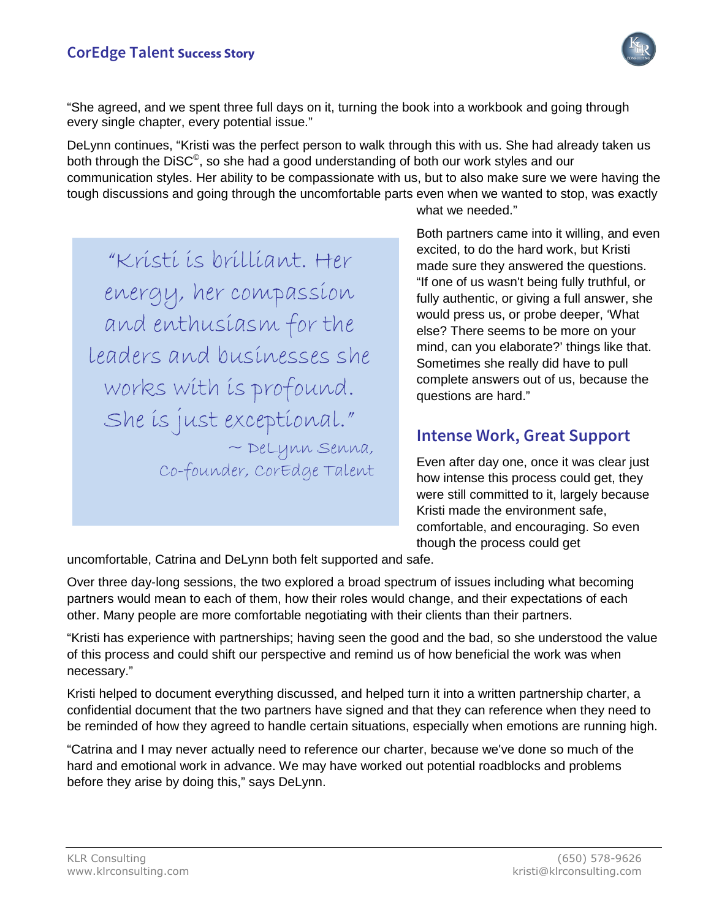"She agreed, and we spent three full days on it, turning the book into a workbook and going through every single chapter, every potential issue."

DeLynn continues, "Kristi was the perfect person to walk through this with us. She had already taken us both through the DiSC©, so she had a good understanding of both our work styles and our communication styles. Her ability to be compassionate with us, but to also make sure we were having the tough discussions and going through the uncomfortable parts even when we wanted to stop, was exactly what we needed."

> "Kristi is brilliant. Her energy, her compassion and enthusiasm for the leaders and businesses she works with is profound. She is just exceptional."
>
> ~ DeLynn Senna, Co-founder, CorEdge Talent

Both partners came into it willing, and even excited, to do the hard work, but Kristi made sure they answered the questions. "If one of us wasn't being fully truthful, or fully authentic, or giving a full answer, she would press us, or probe deeper, 'What else? There seems to be more on your mind, can you elaborate?' things like that. Sometimes she really did have to pull complete answers out of us, because the questions are hard."

## Intense Work, Great Support

Even after day one, once it was clear just how intense this process could get, they were still committed to it, largely because Kristi made the environment safe, comfortable, and encouraging. So even though the process could get uncomfortable, Catrina and DeLynn both felt supported and safe.

Over three day-long sessions, the two explored a broad spectrum of issues including what becoming partners would mean to each of them, how their roles would change, and their expectations of each other. Many people are more comfortable negotiating with their clients than their partners.

"Kristi has experience with partnerships; having seen the good and the bad, so she understood the value of this process and could shift our perspective and remind us of how beneficial the work was when necessary."

Kristi helped to document everything discussed, and helped turn it into a written partnership charter, a confidential document that the two partners have signed and that they can reference when they need to be reminded of how they agreed to handle certain situations, especially when emotions are running high.

"Catrina and I may never actually need to reference our charter, because we've done so much of the hard and emotional work in advance. We may have worked out potential roadblocks and problems before they arise by doing this," says DeLynn.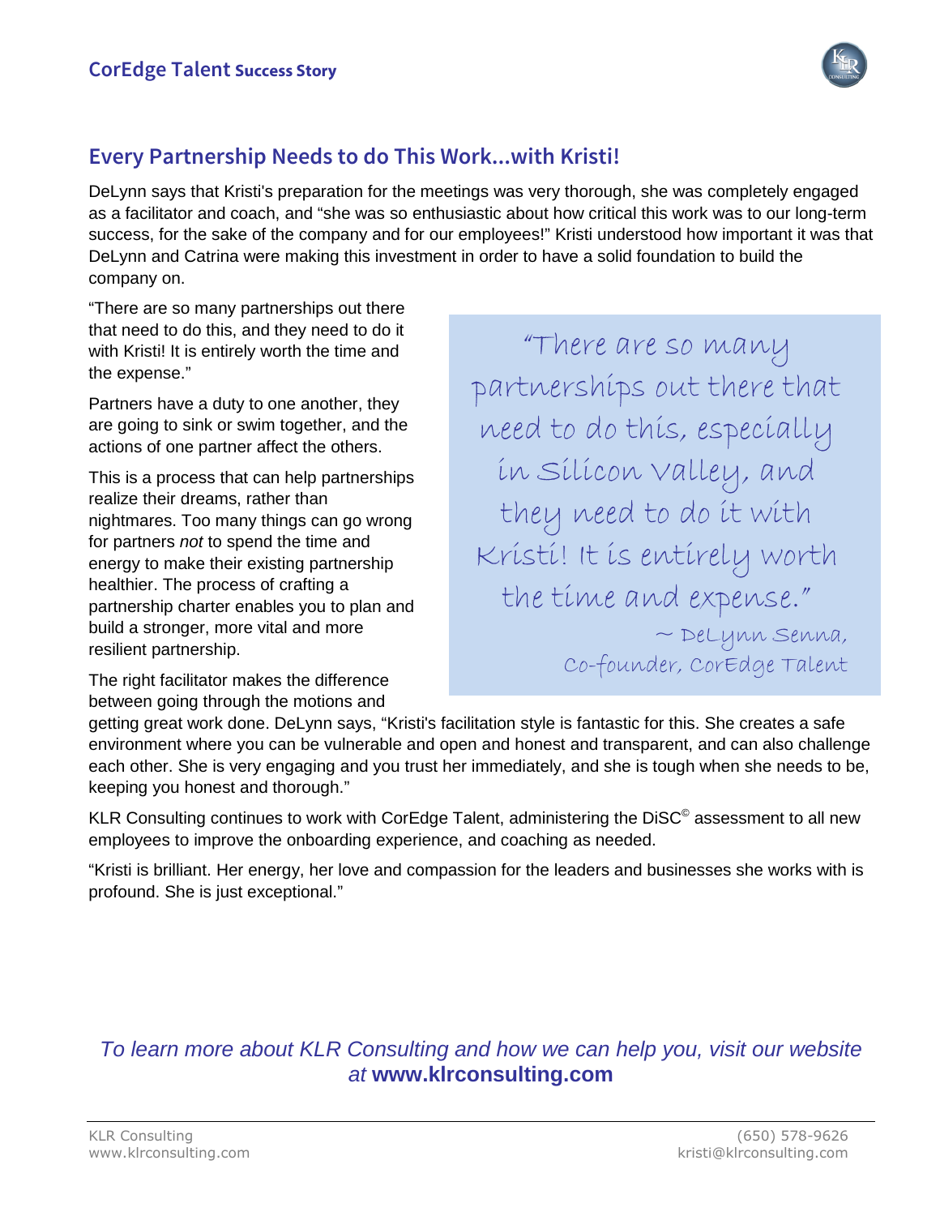## Every Partnership Needs to do This Work...with Kristi!

DeLynn says that Kristi's preparation for the meetings was very thorough, she was completely engaged as a facilitator and coach, and "she was so enthusiastic about how critical this work was to our long-term success, for the sake of the company and for our employees!" Kristi understood how important it was that DeLynn and Catrina were making this investment in order to have a solid foundation to build the company on.

"There are so many partnerships out there that need to do this, and they need to do it with Kristi! It is entirely worth the time and the expense."

Partners have a duty to one another, they are going to sink or swim together, and the actions of one partner affect the others.

This is a process that can help partnerships realize their dreams, rather than nightmares. Too many things can go wrong for partners *not* to spend the time and energy to make their existing partnership healthier. The process of crafting a partnership charter enables you to plan and build a stronger, more vital and more resilient partnership.

> "There are so many partnerships out there that need to do this, especially in Silicon Valley, and they need to do it with Kristi! It is entirely worth the time and expense."
>
> ~ DeLynn Senna, Co-founder, CorEdge Talent

The right facilitator makes the difference between going through the motions and getting great work done. DeLynn says, "Kristi's facilitation style is fantastic for this. She creates a safe environment where you can be vulnerable and open and honest and transparent, and can also challenge each other. She is very engaging and you trust her immediately, and she is tough when she needs to be, keeping you honest and thorough."

KLR Consulting continues to work with CorEdge Talent, administering the DiSC© assessment to all new employees to improve the onboarding experience, and coaching as needed.

"Kristi is brilliant. Her energy, her love and compassion for the leaders and businesses she works with is profound. She is just exceptional."

*To learn more about KLR Consulting and how we can help you, visit our website at* **www.klrconsulting.com**

KLR Consulting
www.klrconsulting.com
(650) 578-9626
kristi@klrconsulting.com